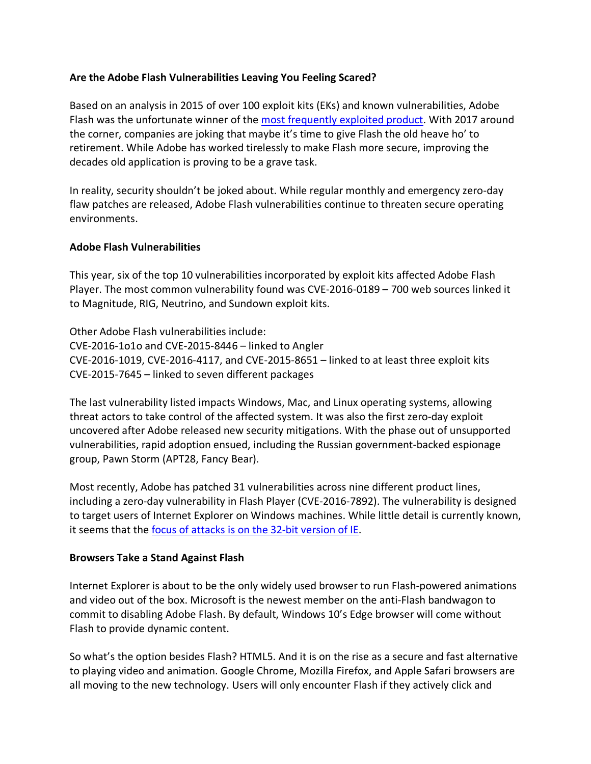**Are the Adobe Flash Vulnerabilities Leaving You Feeling Scared?**

Based on an analysis in 2015 of over 100 exploit kits (EKs) and known vulnerabilities, Adobe Flash was the unfortunate winner of the [most frequently exploited product](). With 2017 around the corner, companies are joking that maybe it's time to give Flash the old heave ho' to retirement. While Adobe has worked tirelessly to make Flash more secure, improving the decades old application is proving to be a grave task.

In reality, security shouldn't be joked about. While regular monthly and emergency zero-day flaw patches are released, Adobe Flash vulnerabilities continue to threaten secure operating environments.

**Adobe Flash Vulnerabilities**

This year, six of the top 10 vulnerabilities incorporated by exploit kits affected Adobe Flash Player. The most common vulnerability found was CVE-2016-0189 – 700 web sources linked it to Magnitude, RIG, Neutrino, and Sundown exploit kits.

Other Adobe Flash vulnerabilities include:
CVE-2016-1o1o and CVE-2015-8446 – linked to Angler
CVE-2016-1019, CVE-2016-4117, and CVE-2015-8651 – linked to at least three exploit kits
CVE-2015-7645 – linked to seven different packages

The last vulnerability listed impacts Windows, Mac, and Linux operating systems, allowing threat actors to take control of the affected system. It was also the first zero-day exploit uncovered after Adobe released new security mitigations. With the phase out of unsupported vulnerabilities, rapid adoption ensued, including the Russian government-backed espionage group, Pawn Storm (APT28, Fancy Bear).

Most recently, Adobe has patched 31 vulnerabilities across nine different product lines, including a zero-day vulnerability in Flash Player (CVE-2016-7892). The vulnerability is designed to target users of Internet Explorer on Windows machines. While little detail is currently known, it seems that the [focus of attacks is on the 32-bit version of IE]().

**Browsers Take a Stand Against Flash**

Internet Explorer is about to be the only widely used browser to run Flash-powered animations and video out of the box. Microsoft is the newest member on the anti-Flash bandwagon to commit to disabling Adobe Flash. By default, Windows 10's Edge browser will come without Flash to provide dynamic content.

So what's the option besides Flash? HTML5. And it is on the rise as a secure and fast alternative to playing video and animation. Google Chrome, Mozilla Firefox, and Apple Safari browsers are all moving to the new technology. Users will only encounter Flash if they actively click and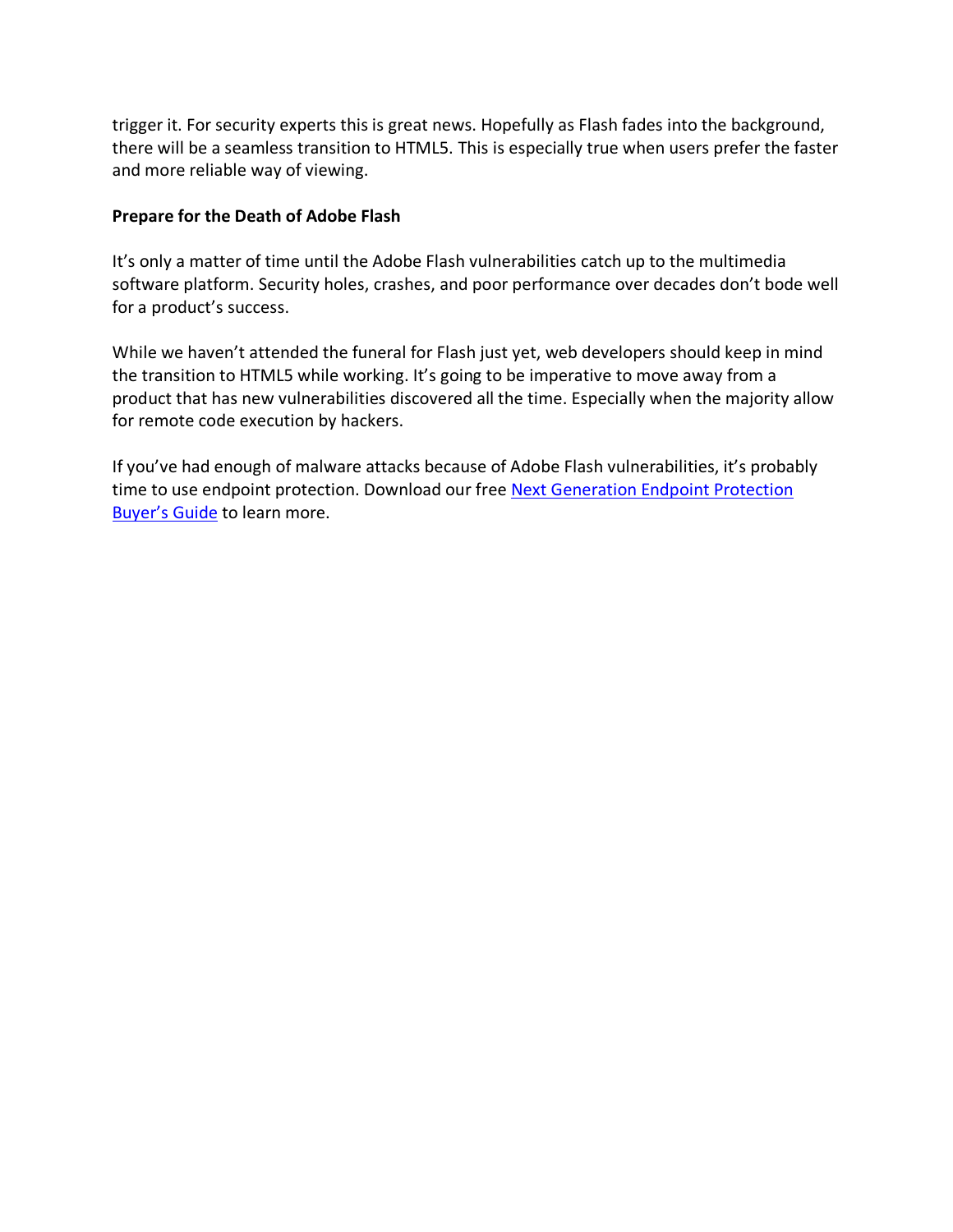trigger it. For security experts this is great news. Hopefully as Flash fades into the background, there will be a seamless transition to HTML5. This is especially true when users prefer the faster and more reliable way of viewing.

**Prepare for the Death of Adobe Flash**

It's only a matter of time until the Adobe Flash vulnerabilities catch up to the multimedia software platform. Security holes, crashes, and poor performance over decades don't bode well for a product's success.

While we haven't attended the funeral for Flash just yet, web developers should keep in mind the transition to HTML5 while working. It's going to be imperative to move away from a product that has new vulnerabilities discovered all the time. Especially when the majority allow for remote code execution by hackers.

If you've had enough of malware attacks because of Adobe Flash vulnerabilities, it's probably time to use endpoint protection. Download our free Next Generation Endpoint Protection Buyer's Guide to learn more.